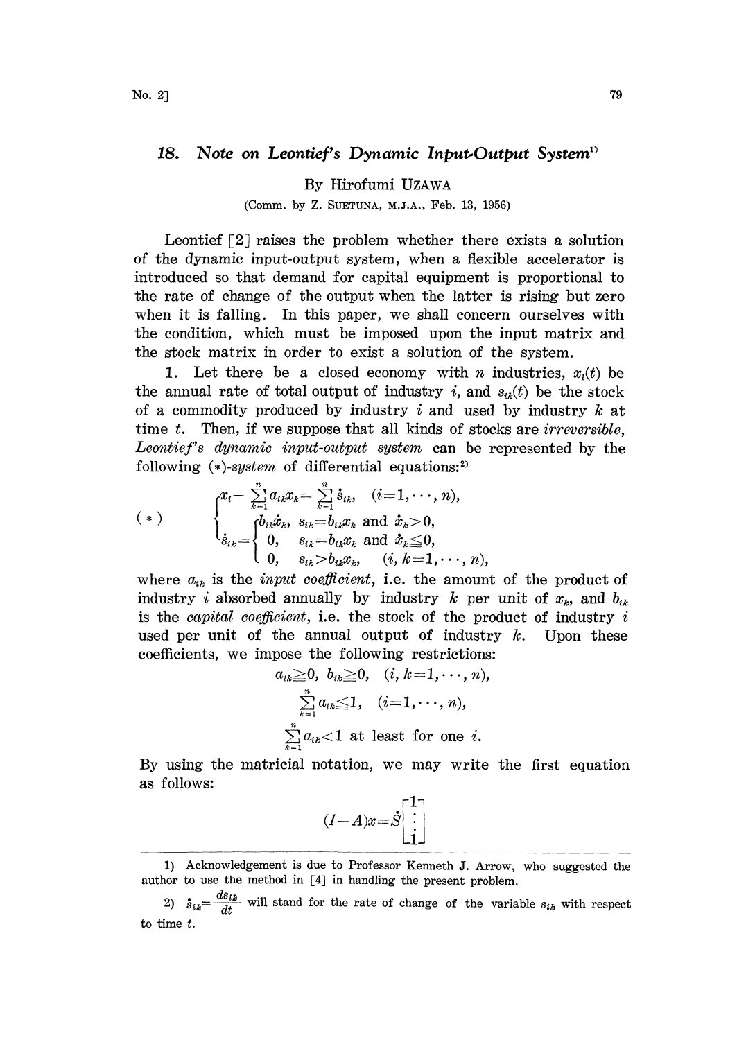# 18. Note on Leontief's Dynamic Input-Output System[1)]

By Hirofumi UZAWA

(Comm. by Z. SUETUNA, M.J.A., Feb. 13, 1956)

Leontief [2] raises the problem whether there exists a solution of the dynamic input-output system, when a flexible accelerator is introduced so that demand for capital equipment is proportional to the rate of change of the output when the latter is rising but zero when it is falling. In this paper, we shall concern ourselves with the condition, which must be imposed upon the input matrix and the stock matrix in order to exist a solution of the system.

1. Let there be a closed economy with $n$ industries, $x_i(t)$ be the annual rate of total output of industry $i$, and $s_{ik}(t)$ be the stock of a commodity produced by industry $i$ and used by industry $k$ at time $t$. Then, if we suppose that all kinds of stocks are *irreversible*, *Leontief's dynamic input-output system* can be represented by the following $(*)$-*system* of differential equations:[2)]

$$
(*) \qquad \begin{cases} x_i - \sum_{k=1}^{n} a_{ik} x_k = \sum_{k=1}^{n} \dot{s}_{ik}, \quad (i=1,\cdots,n), \\ \dot{s}_{ik} = \begin{cases} b_{ik}\dot{x}_k, & s_{ik} = b_{ik}x_k \text{ and } \dot{x}_k > 0, \\ 0, & s_{ik} = b_{ik}x_k \text{ and } \dot{x}_k \leqq 0, \\ 0, & s_{ik} > b_{ik}x_k, \quad (i,k=1,\cdots,n), \end{cases} \end{cases}
$$

where $a_{ik}$ is the *input coefficient*, i.e. the amount of the product of industry $i$ absorbed annually by industry $k$ per unit of $x_k$, and $b_{ik}$ is the *capital coefficient*, i.e. the stock of the product of industry $i$ used per unit of the annual output of industry $k$. Upon these coefficients, we impose the following restrictions:

$$
a_{ik} \geqq 0, \; b_{ik} \geqq 0, \quad (i,k=1,\cdots,n),
$$

$$
\sum_{k=1}^{n} a_{ik} \leqq 1, \quad (i=1,\cdots,n),
$$

$$
\sum_{k=1}^{n} a_{ik} < 1 \text{ at least for one } i.
$$

By using the matricial notation, we may write the first equation as follows:

$$
(I-A)x = \dot{S}\begin{bmatrix} 1 \\ \vdots \\ 1 \end{bmatrix}
$$

---

1) Acknowledgement is due to Professor Kenneth J. Arrow, who suggested the author to use the method in [4] in handling the present problem.

2) $\dot{s}_{ik} = \frac{ds_{ik}}{dt}$ will stand for the rate of change of the variable $s_{ik}$ with respect to time $t$.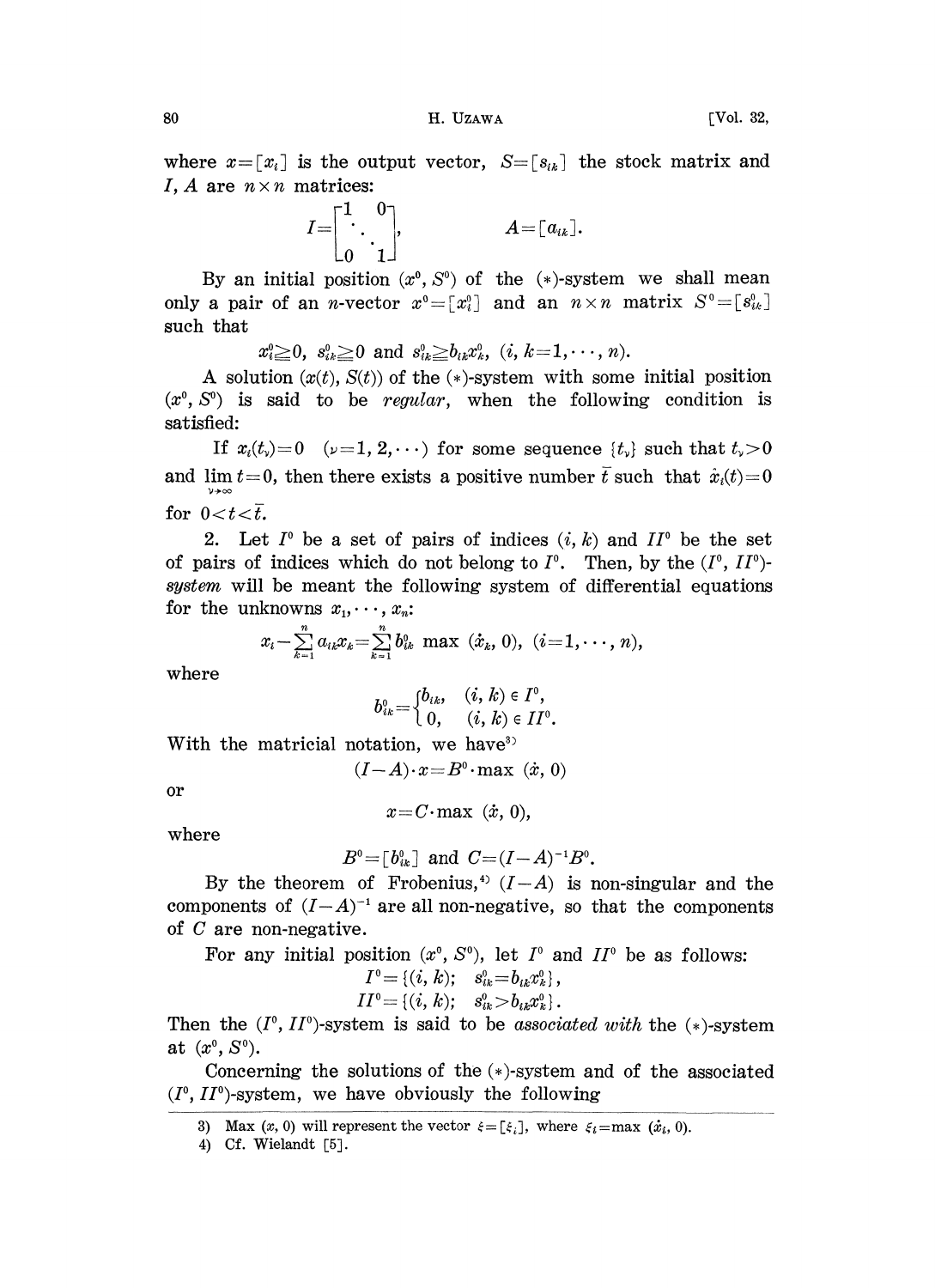where $x=[x_i]$ is the output vector, $S=[s_{ik}]$ the stock matrix and $I, A$ are $n\times n$ matrices:

$$I=\begin{bmatrix}1 & & 0\\ & \ddots & \\ 0 & & 1\end{bmatrix}, \qquad A=[a_{ik}].$$

By an initial position $(x^0, S^0)$ of the (*)-system we shall mean only a pair of an $n$-vector $x^0=[x_i^0]$ and an $n\times n$ matrix $S^0=[s_{ik}^0]$ such that

$$x_i^0\geqq 0,\ s_{ik}^0\geqq 0 \text{ and } s_{ik}^0\geqq b_{ik}x_k^0,\ (i, k=1,\cdots,n).$$

A solution $(x(t), S(t))$ of the (*)-system with some initial position $(x^0, S^0)$ is said to be *regular*, when the following condition is satisfied:

If $x_i(t_\nu)=0$ $(\nu=1,2,\cdots)$ for some sequence $\{t_\nu\}$ such that $t_\nu>0$ and $\lim_{\nu\to\infty} t=0$, then there exists a positive number $\bar{t}$ such that $\dot{x}_i(t)=0$ for $0<t<\bar{t}$.

2. Let $I^0$ be a set of pairs of indices $(i, k)$ and $II^0$ be the set of pairs of indices which do not belong to $I^0$. Then, by the $(I^0, II^0)$-*system* will be meant the following system of differential equations for the unknowns $x_1,\cdots,x_n$:

$$x_i-\sum_{k=1}^n a_{ik}x_k=\sum_{k=1}^n b_{ik}^0 \max(\dot{x}_k, 0),\ (i=1,\cdots,n),$$

where

$$b_{ik}^0=\begin{cases} b_{ik}, & (i,k)\in I^0,\\ 0, & (i,k)\in II^0.\end{cases}$$

With the matricial notation, we have[3]

$$(I-A)\cdot x=B^0\cdot\max(\dot{x}, 0)$$

or

$$x=C\cdot\max(\dot{x}, 0),$$

where

$$B^0=[b_{ik}^0] \text{ and } C=(I-A)^{-1}B^0.$$

By the theorem of Frobenius,[4] $(I-A)$ is non-singular and the components of $(I-A)^{-1}$ are all non-negative, so that the components of $C$ are non-negative.

For any initial position $(x^0, S^0)$, let $I^0$ and $II^0$ be as follows:

$$I^0=\{(i,k);\ \ s_{ik}^0=b_{ik}x_k^0\},$$
$$II^0=\{(i,k);\ \ s_{ik}^0>b_{ik}x_k^0\}.$$

Then the $(I^0, II^0)$-system is said to be *associated with* the (*)-system at $(x^0, S^0)$.

Concerning the solutions of the (*)-system and of the associated $(I^0, II^0)$-system, we have obviously the following

---

3) Max $(x, 0)$ will represent the vector $\xi=[\xi_i]$, where $\xi_i=\max(\dot{x}_i, 0)$.

4) Cf. Wielandt [5].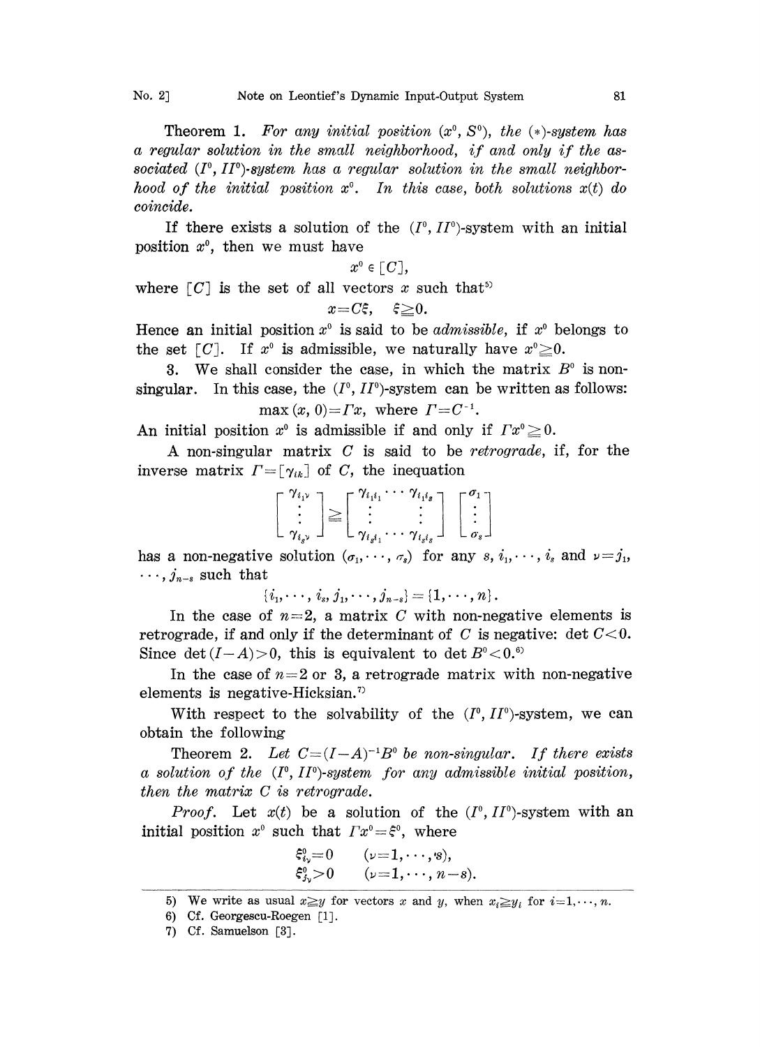**Theorem 1.** *For any initial position* $(x^0, S^0)$, *the* $(*)$*-system has a regular solution in the small neighborhood, if and only if the associated* $(I^0, II^0)$*-system has a regular solution in the small neighborhood of the initial position* $x^0$. *In this case, both solutions* $x(t)$ *do coincide.*

If there exists a solution of the $(I^0, II^0)$-system with an initial position $x^0$, then we must have

$$x^0 \in [C],$$

where $[C]$ is the set of all vectors $x$ such that[5]

$$x = C\xi, \quad \xi \geqq 0.$$

Hence an initial position $x^0$ is said to be *admissible*, if $x^0$ belongs to the set $[C]$. If $x^0$ is admissible, we naturally have $x^0 \geqq 0$.

3. We shall consider the case, in which the matrix $B^0$ is non-singular. In this case, the $(I^0, II^0)$-system can be written as follows:

$$\max(x, 0) = \Gamma x, \text{ where } \Gamma = C^{-1}.$$

An initial position $x^0$ is admissible if and only if $\Gamma x^0 \geqq 0$.

A non-singular matrix $C$ is said to be *retrograde*, if, for the inverse matrix $\Gamma = [\gamma_{ik}]$ of $C$, the inequation

$$\begin{bmatrix} \gamma_{i_1\nu} \\ \vdots \\ \gamma_{i_s\nu} \end{bmatrix} \geqq \begin{bmatrix} \gamma_{i_1 i_1} & \cdots & \gamma_{i_1 i_s} \\ \vdots & & \vdots \\ \gamma_{i_s i_1} & \cdots & \gamma_{i_s i_s} \end{bmatrix} \begin{bmatrix} \sigma_1 \\ \vdots \\ \sigma_s \end{bmatrix}$$

has a non-negative solution $(\sigma_1, \cdots, \sigma_s)$ for any $s, i_1, \cdots, i_s$ and $\nu = j_1, \cdots, j_{n-s}$ such that

$$\{i_1, \cdots, i_s, j_1, \cdots, j_{n-s}\} = \{1, \cdots, n\}.$$

In the case of $n=2$, a matrix $C$ with non-negative elements is retrograde, if and only if the determinant of $C$ is negative: $\det C < 0$. Since $\det(I-A) > 0$, this is equivalent to $\det B^0 < 0$.[6]

In the case of $n=2$ or 3, a retrograde matrix with non-negative elements is negative-Hicksian.[7]

With respect to the solvability of the $(I^0, II^0)$-system, we can obtain the following

**Theorem 2.** *Let* $C = (I-A)^{-1}B^0$ *be non-singular. If there exists a solution of the* $(I^0, II^0)$*-system for any admissible initial position, then the matrix* $C$ *is retrograde.*

*Proof.* Let $x(t)$ be a solution of the $(I^0, II^0)$-system with an initial position $x^0$ such that $\Gamma x^0 = \xi^0$, where

$$\xi^0_{i_\nu} = 0 \qquad (\nu = 1, \cdots, s),$$
$$\xi^0_{j_\nu} > 0 \qquad (\nu = 1, \cdots, n-s).$$

---

5) We write as usual $x \geqq y$ for vectors $x$ and $y$, when $x_i \geqq y_i$ for $i = 1, \cdots, n$.

6) Cf. Georgescu-Roegen [1].

7) Cf. Samuelson [3].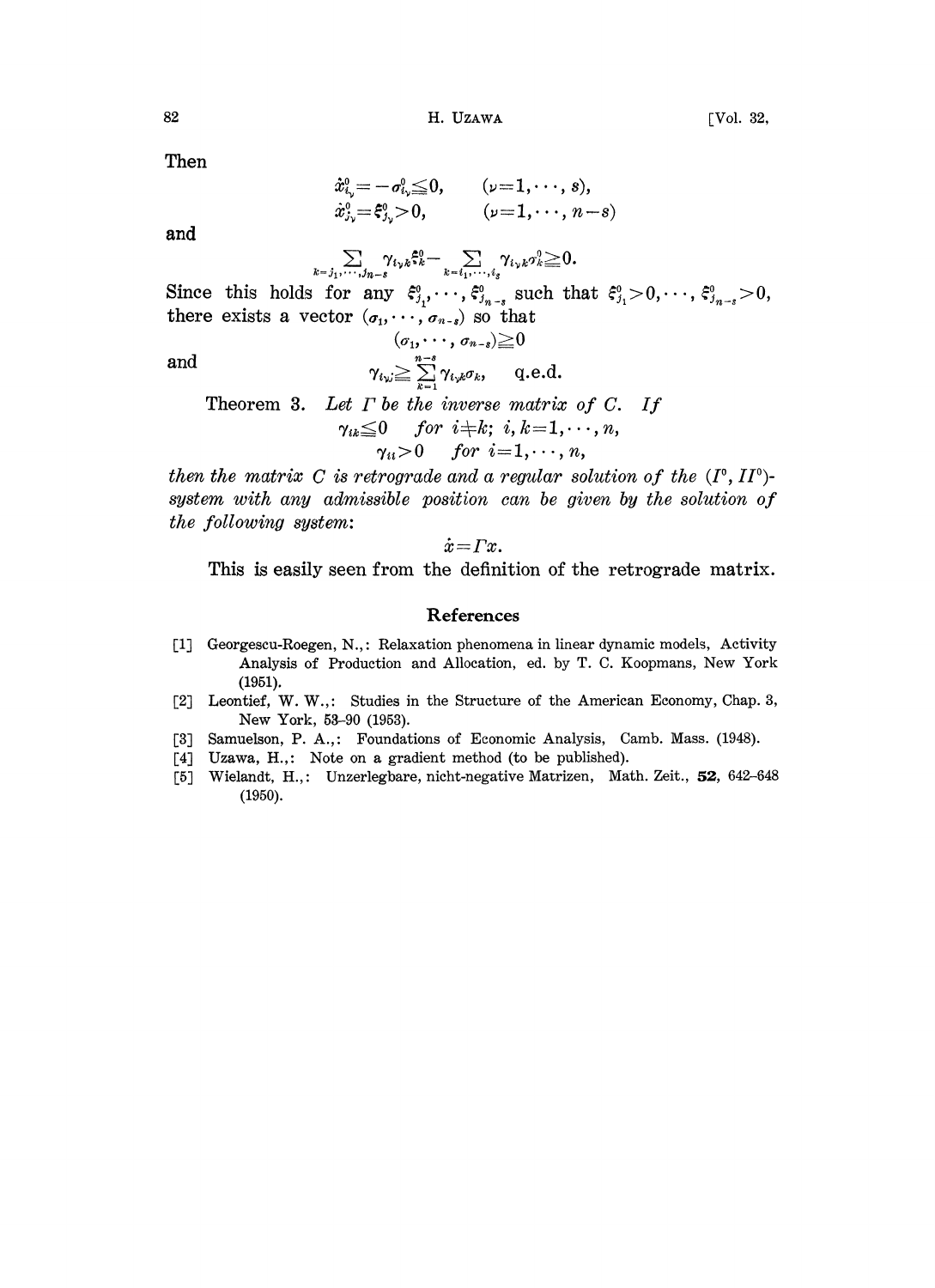Then

$$\dot{x}^0_{i_\nu} = -\sigma^0_{i_\nu} \leqq 0, \qquad (\nu=1,\cdots,s),$$
$$\dot{x}^0_{j_\nu} = \xi^0_{j_\nu} > 0, \qquad (\nu=1,\cdots,n-s)$$

and

$$\sum_{k=j_1,\cdots,j_{n-s}} \gamma_{i_\nu k} \xi^0_k - \sum_{k=i_1,\cdots,i_s} \gamma_{i_\nu k} \sigma^0_k \geqq 0.$$

Since this holds for any $\xi^0_{j_1},\cdots,\xi^0_{j_{n-s}}$ such that $\xi^0_{j_1}>0,\cdots,\xi^0_{j_{n-s}}>0$, there exists a vector $(\sigma_1,\cdots,\sigma_{n-s})$ so that

$$(\sigma_1,\cdots,\sigma_{n-s}) \geqq 0$$

and

$$\gamma_{i_\nu j} \geqq \sum_{k=1}^{n-s} \gamma_{i_\nu k} \sigma_k, \qquad \text{q.e.d.}$$

**Theorem 3.** *Let $\Gamma$ be the inverse matrix of $C$. If*

$$\gamma_{ik} \leqq 0 \quad \textit{for } i \neq k;\ i,k=1,\cdots,n,$$
$$\gamma_{ii} > 0 \quad \textit{for } i=1,\cdots,n,$$

*then the matrix $C$ is retrograde and a regular solution of the $(I^0, II^0)$-system with any admissible position can be given by the solution of the following system:*

$$\dot{x} = \Gamma x.$$

This is easily seen from the definition of the retrograde matrix.

## References

[1] Georgescu-Roegen, N.,: Relaxation phenomena in linear dynamic models, Activity Analysis of Production and Allocation, ed. by T. C. Koopmans, New York (1951).

[2] Leontief, W. W.,: Studies in the Structure of the American Economy, Chap. 3, New York, 53–90 (1953).

[3] Samuelson, P. A.,: Foundations of Economic Analysis, Camb. Mass. (1948).

[4] Uzawa, H.,: Note on a gradient method (to be published).

[5] Wielandt, H.,: Unzerlegbare, nicht-negative Matrizen, Math. Zeit., **52**, 642–648 (1950).